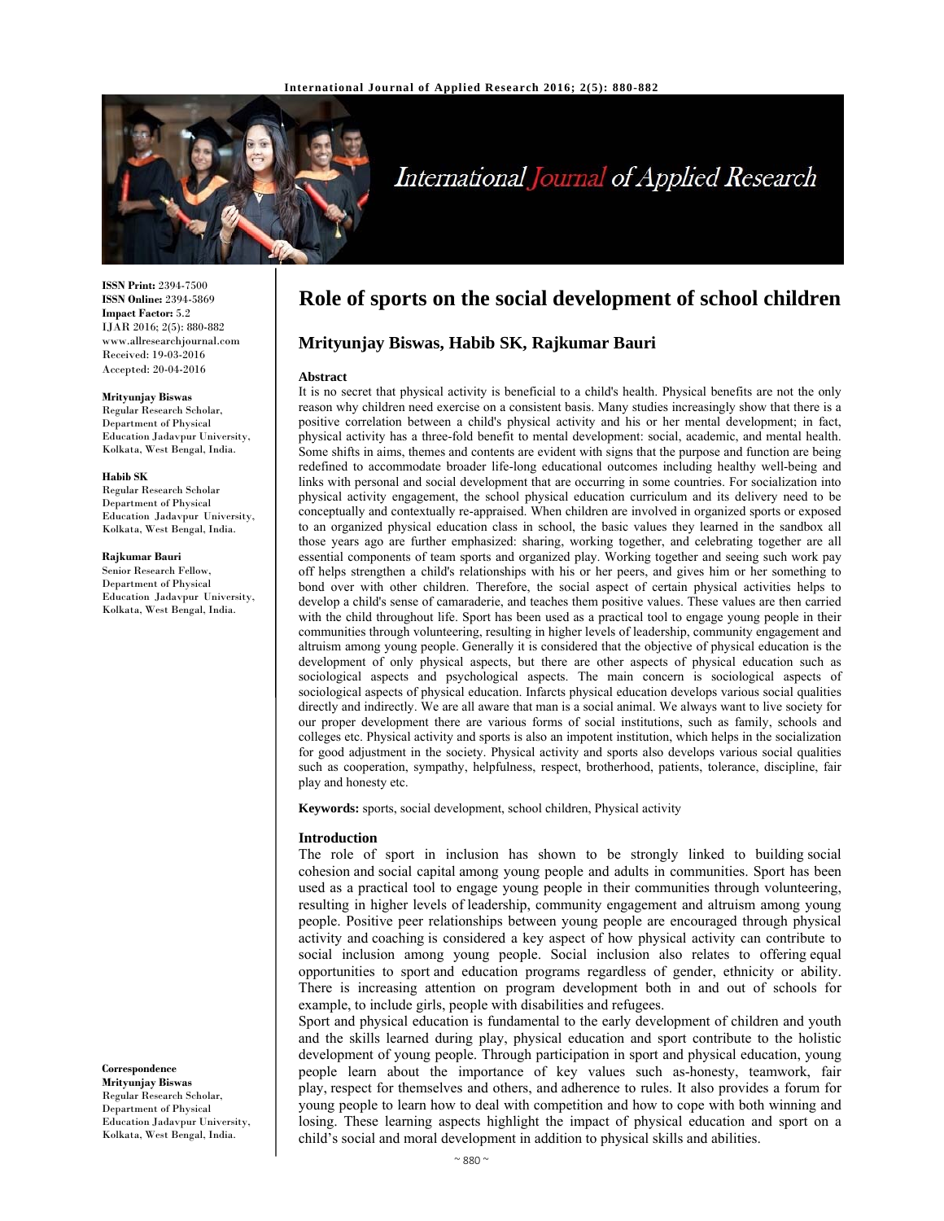**ISSN Print:** 2394-7500
**ISSN Online:** 2394-5869
**Impact Factor:** 5.2
IJAR 2016; 2(5): 880-882
www.allresearchjournal.com
Received: 19-03-2016
Accepted: 20-04-2016

**Mrityunjay Biswas**
Regular Research Scholar, Department of Physical Education Jadavpur University, Kolkata, West Bengal, India.

**Habib SK**
Regular Research Scholar Department of Physical Education Jadavpur University, Kolkata, West Bengal, India.

**Rajkumar Bauri**
Senior Research Fellow, Department of Physical Education Jadavpur University, Kolkata, West Bengal, India.

**Correspondence**
**Mrityunjay Biswas**
Regular Research Scholar, Department of Physical Education Jadavpur University, Kolkata, West Bengal, India.

# Role of sports on the social development of school children

## Mrityunjay Biswas, Habib SK, Rajkumar Bauri

### Abstract

It is no secret that physical activity is beneficial to a child's health. Physical benefits are not the only reason why children need exercise on a consistent basis. Many studies increasingly show that there is a positive correlation between a child's physical activity and his or her mental development; in fact, physical activity has a three-fold benefit to mental development: social, academic, and mental health. Some shifts in aims, themes and contents are evident with signs that the purpose and function are being redefined to accommodate broader life-long educational outcomes including healthy well-being and links with personal and social development that are occurring in some countries. For socialization into physical activity engagement, the school physical education curriculum and its delivery need to be conceptually and contextually re-appraised. When children are involved in organized sports or exposed to an organized physical education class in school, the basic values they learned in the sandbox all those years ago are further emphasized: sharing, working together, and celebrating together are all essential components of team sports and organized play. Working together and seeing such work pay off helps strengthen a child's relationships with his or her peers, and gives him or her something to bond over with other children. Therefore, the social aspect of certain physical activities helps to develop a child's sense of camaraderie, and teaches them positive values. These values are then carried with the child throughout life. Sport has been used as a practical tool to engage young people in their communities through volunteering, resulting in higher levels of leadership, community engagement and altruism among young people. Generally it is considered that the objective of physical education is the development of only physical aspects, but there are other aspects of physical education such as sociological aspects and psychological aspects. The main concern is sociological aspects of sociological aspects of physical education. Infarcts physical education develops various social qualities directly and indirectly. We are all aware that man is a social animal. We always want to live society for our proper development there are various forms of social institutions, such as family, schools and colleges etc. Physical activity and sports is also an impotent institution, which helps in the socialization for good adjustment in the society. Physical activity and sports also develops various social qualities such as cooperation, sympathy, helpfulness, respect, brotherhood, patients, tolerance, discipline, fair play and honesty etc.

**Keywords:** sports, social development, school children, Physical activity

### Introduction

The role of sport in inclusion has shown to be strongly linked to building social cohesion and social capital among young people and adults in communities. Sport has been used as a practical tool to engage young people in their communities through volunteering, resulting in higher levels of leadership, community engagement and altruism among young people. Positive peer relationships between young people are encouraged through physical activity and coaching is considered a key aspect of how physical activity can contribute to social inclusion among young people. Social inclusion also relates to offering equal opportunities to sport and education programs regardless of gender, ethnicity or ability. There is increasing attention on program development both in and out of schools for example, to include girls, people with disabilities and refugees.

Sport and physical education is fundamental to the early development of children and youth and the skills learned during play, physical education and sport contribute to the holistic development of young people. Through participation in sport and physical education, young people learn about the importance of key values such as-honesty, teamwork, fair play, respect for themselves and others, and adherence to rules. It also provides a forum for young people to learn how to deal with competition and how to cope with both winning and losing. These learning aspects highlight the impact of physical education and sport on a child's social and moral development in addition to physical skills and abilities.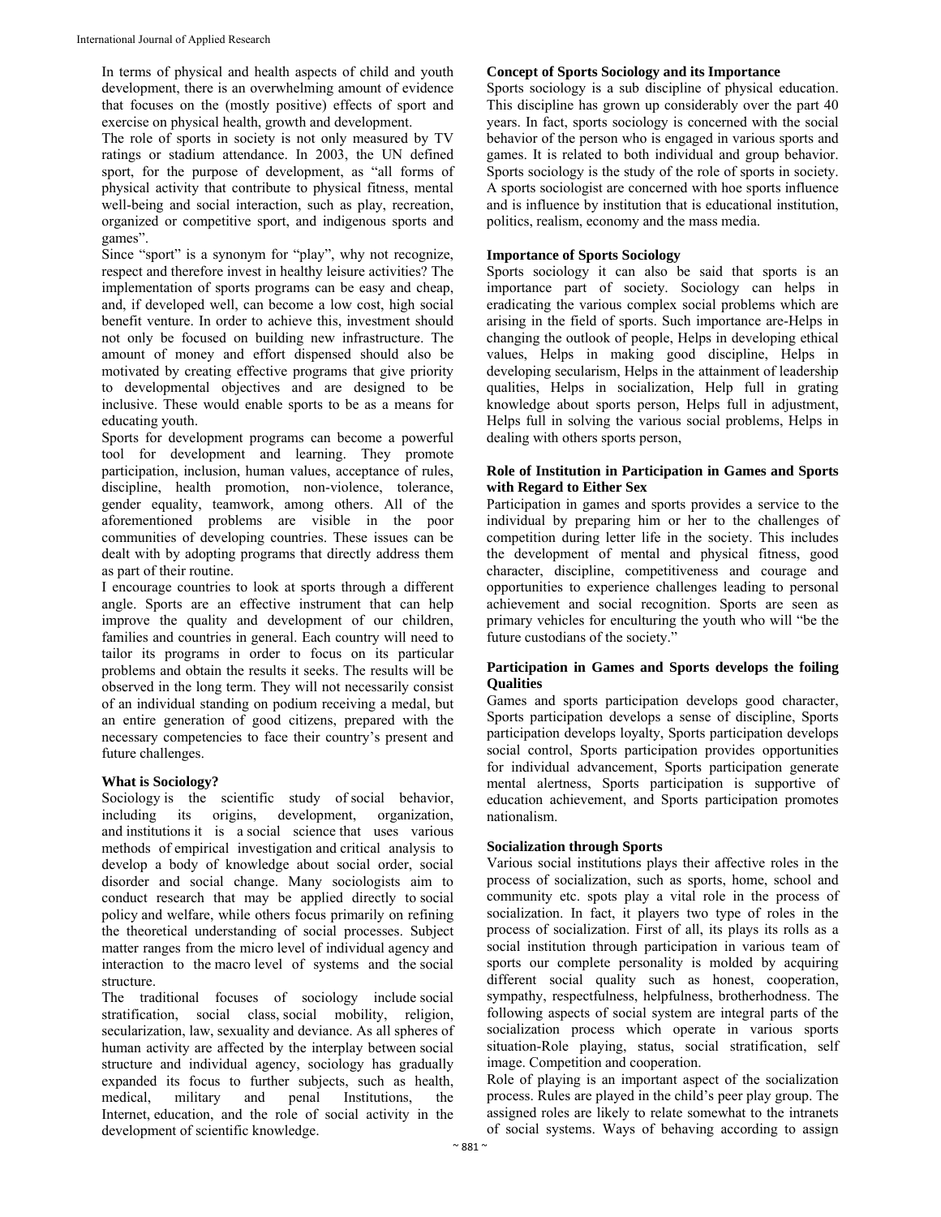In terms of physical and health aspects of child and youth development, there is an overwhelming amount of evidence that focuses on the (mostly positive) effects of sport and exercise on physical health, growth and development.

The role of sports in society is not only measured by TV ratings or stadium attendance. In 2003, the UN defined sport, for the purpose of development, as "all forms of physical activity that contribute to physical fitness, mental well-being and social interaction, such as play, recreation, organized or competitive sport, and indigenous sports and games".

Since "sport" is a synonym for "play", why not recognize, respect and therefore invest in healthy leisure activities? The implementation of sports programs can be easy and cheap, and, if developed well, can become a low cost, high social benefit venture. In order to achieve this, investment should not only be focused on building new infrastructure. The amount of money and effort dispensed should also be motivated by creating effective programs that give priority to developmental objectives and are designed to be inclusive. These would enable sports to be as a means for educating youth.

Sports for development programs can become a powerful tool for development and learning. They promote participation, inclusion, human values, acceptance of rules, discipline, health promotion, non-violence, tolerance, gender equality, teamwork, among others. All of the aforementioned problems are visible in the poor communities of developing countries. These issues can be dealt with by adopting programs that directly address them as part of their routine.

I encourage countries to look at sports through a different angle. Sports are an effective instrument that can help improve the quality and development of our children, families and countries in general. Each country will need to tailor its programs in order to focus on its particular problems and obtain the results it seeks. The results will be observed in the long term. They will not necessarily consist of an individual standing on podium receiving a medal, but an entire generation of good citizens, prepared with the necessary competencies to face their country's present and future challenges.

### What is Sociology?

Sociology is the scientific study of social behavior, including its origins, development, organization, and institutions it is a social science that uses various methods of empirical investigation and critical analysis to develop a body of knowledge about social order, social disorder and social change. Many sociologists aim to conduct research that may be applied directly to social policy and welfare, while others focus primarily on refining the theoretical understanding of social processes. Subject matter ranges from the micro level of individual agency and interaction to the macro level of systems and the social structure.

The traditional focuses of sociology include social stratification, social class, social mobility, religion, secularization, law, sexuality and deviance. As all spheres of human activity are affected by the interplay between social structure and individual agency, sociology has gradually expanded its focus to further subjects, such as health, medical, military and penal Institutions, the Internet, education, and the role of social activity in the development of scientific knowledge.

### Concept of Sports Sociology and its Importance

Sports sociology is a sub discipline of physical education. This discipline has grown up considerably over the part 40 years. In fact, sports sociology is concerned with the social behavior of the person who is engaged in various sports and games. It is related to both individual and group behavior. Sports sociology is the study of the role of sports in society. A sports sociologist are concerned with hoe sports influence and is influence by institution that is educational institution, politics, realism, economy and the mass media.

### Importance of Sports Sociology

Sports sociology it can also be said that sports is an importance part of society. Sociology can helps in eradicating the various complex social problems which are arising in the field of sports. Such importance are-Helps in changing the outlook of people, Helps in developing ethical values, Helps in making good discipline, Helps in developing secularism, Helps in the attainment of leadership qualities, Helps in socialization, Help full in grating knowledge about sports person, Helps full in adjustment, Helps full in solving the various social problems, Helps in dealing with others sports person,

### Role of Institution in Participation in Games and Sports with Regard to Either Sex

Participation in games and sports provides a service to the individual by preparing him or her to the challenges of competition during letter life in the society. This includes the development of mental and physical fitness, good character, discipline, competitiveness and courage and opportunities to experience challenges leading to personal achievement and social recognition. Sports are seen as primary vehicles for enculturing the youth who will "be the future custodians of the society."

### Participation in Games and Sports develops the foiling Qualities

Games and sports participation develops good character, Sports participation develops a sense of discipline, Sports participation develops loyalty, Sports participation develops social control, Sports participation provides opportunities for individual advancement, Sports participation generate mental alertness, Sports participation is supportive of education achievement, and Sports participation promotes nationalism.

### Socialization through Sports

Various social institutions plays their affective roles in the process of socialization, such as sports, home, school and community etc. spots play a vital role in the process of socialization. In fact, it players two type of roles in the process of socialization. First of all, its plays its rolls as a social institution through participation in various team of sports our complete personality is molded by acquiring different social quality such as honest, cooperation, sympathy, respectfulness, helpfulness, brotherhodness. The following aspects of social system are integral parts of the socialization process which operate in various sports situation-Role playing, status, social stratification, self image. Competition and cooperation.

Role of playing is an important aspect of the socialization process. Rules are played in the child's peer play group. The assigned roles are likely to relate somewhat to the intranets of social systems. Ways of behaving according to assign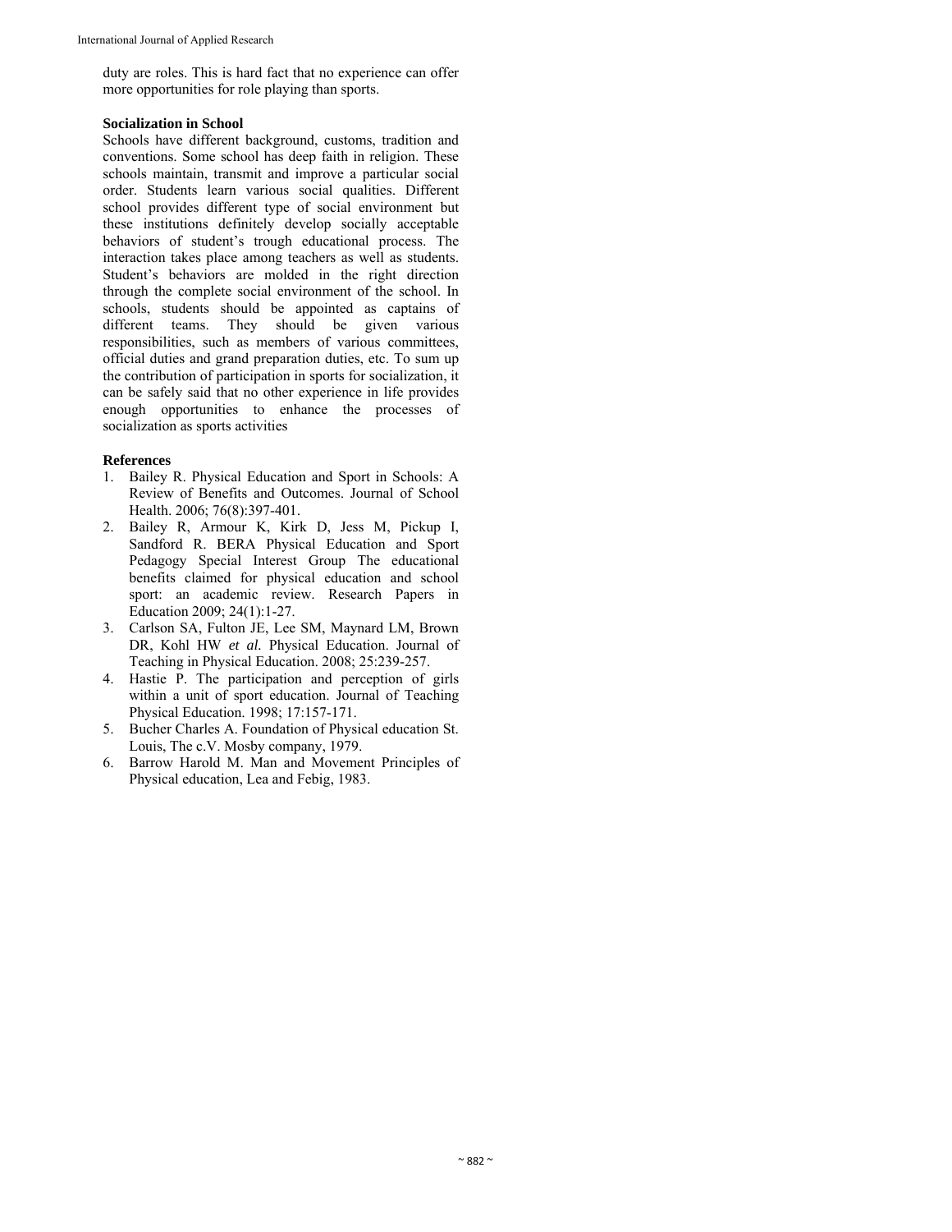duty are roles. This is hard fact that no experience can offer more opportunities for role playing than sports.

### Socialization in School

Schools have different background, customs, tradition and conventions. Some school has deep faith in religion. These schools maintain, transmit and improve a particular social order. Students learn various social qualities. Different school provides different type of social environment but these institutions definitely develop socially acceptable behaviors of student's trough educational process. The interaction takes place among teachers as well as students. Student's behaviors are molded in the right direction through the complete social environment of the school. In schools, students should be appointed as captains of different teams. They should be given various responsibilities, such as members of various committees, official duties and grand preparation duties, etc. To sum up the contribution of participation in sports for socialization, it can be safely said that no other experience in life provides enough opportunities to enhance the processes of socialization as sports activities

### References

1. Bailey R. Physical Education and Sport in Schools: A Review of Benefits and Outcomes. Journal of School Health. 2006; 76(8):397-401.
2. Bailey R, Armour K, Kirk D, Jess M, Pickup I, Sandford R. BERA Physical Education and Sport Pedagogy Special Interest Group The educational benefits claimed for physical education and school sport: an academic review. Research Papers in Education 2009; 24(1):1-27.
3. Carlson SA, Fulton JE, Lee SM, Maynard LM, Brown DR, Kohl HW *et al.* Physical Education. Journal of Teaching in Physical Education. 2008; 25:239-257.
4. Hastie P. The participation and perception of girls within a unit of sport education. Journal of Teaching Physical Education. 1998; 17:157-171.
5. Bucher Charles A. Foundation of Physical education St. Louis, The c.V. Mosby company, 1979.
6. Barrow Harold M. Man and Movement Principles of Physical education, Lea and Febig, 1983.